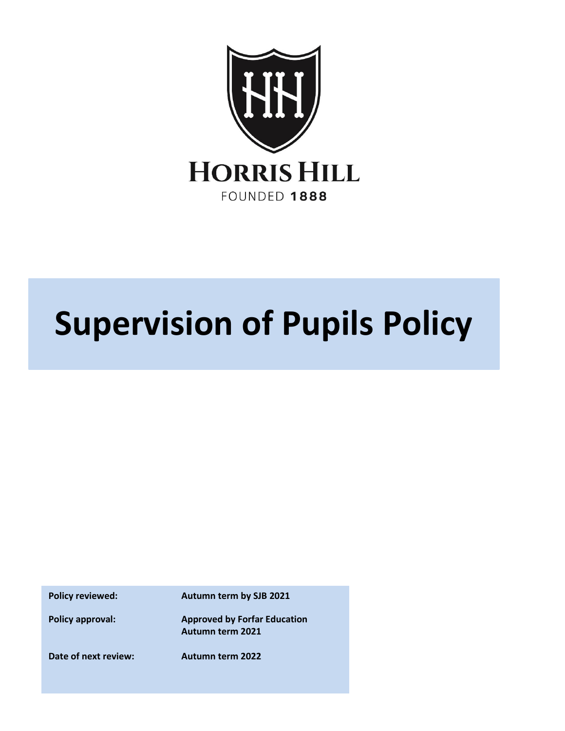HORRIS HILL

FOUNDED 1888

# Supervision of Pupils Policy

| | |
|---|---|
| **Policy reviewed:** | **Autumn term by SJB 2021** |
| **Policy approval:** | **Approved by Forfar Education Autumn term 2021** |
| **Date of next review:** | **Autumn term 2022** |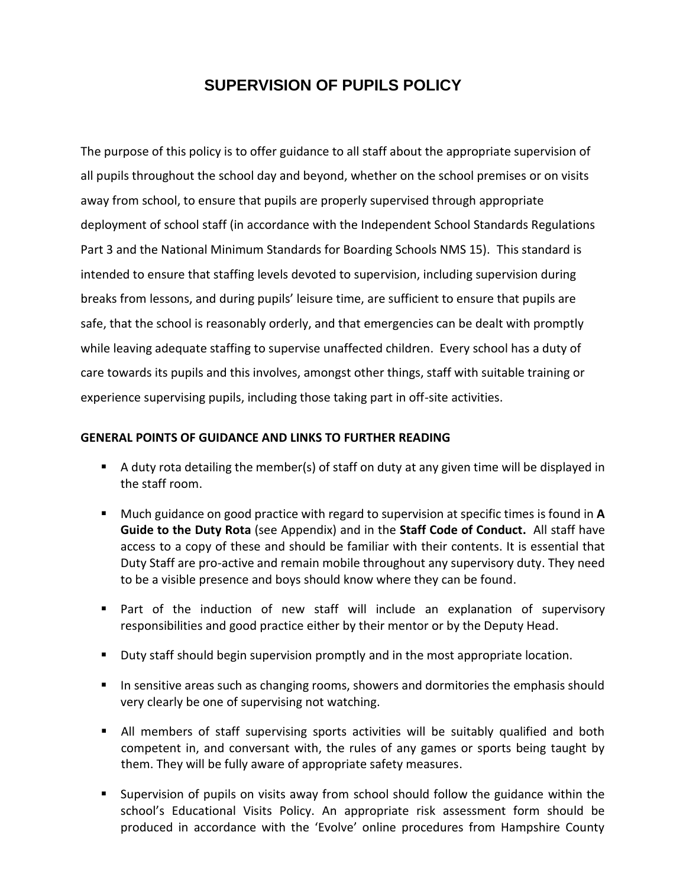# SUPERVISION OF PUPILS POLICY

The purpose of this policy is to offer guidance to all staff about the appropriate supervision of all pupils throughout the school day and beyond, whether on the school premises or on visits away from school, to ensure that pupils are properly supervised through appropriate deployment of school staff (in accordance with the Independent School Standards Regulations Part 3 and the National Minimum Standards for Boarding Schools NMS 15). This standard is intended to ensure that staffing levels devoted to supervision, including supervision during breaks from lessons, and during pupils' leisure time, are sufficient to ensure that pupils are safe, that the school is reasonably orderly, and that emergencies can be dealt with promptly while leaving adequate staffing to supervise unaffected children. Every school has a duty of care towards its pupils and this involves, amongst other things, staff with suitable training or experience supervising pupils, including those taking part in off-site activities.

**GENERAL POINTS OF GUIDANCE AND LINKS TO FURTHER READING**

- A duty rota detailing the member(s) of staff on duty at any given time will be displayed in the staff room.
- Much guidance on good practice with regard to supervision at specific times is found in **A Guide to the Duty Rota** (see Appendix) and in the **Staff Code of Conduct.** All staff have access to a copy of these and should be familiar with their contents. It is essential that Duty Staff are pro-active and remain mobile throughout any supervisory duty. They need to be a visible presence and boys should know where they can be found.
- Part of the induction of new staff will include an explanation of supervisory responsibilities and good practice either by their mentor or by the Deputy Head.
- Duty staff should begin supervision promptly and in the most appropriate location.
- In sensitive areas such as changing rooms, showers and dormitories the emphasis should very clearly be one of supervising not watching.
- All members of staff supervising sports activities will be suitably qualified and both competent in, and conversant with, the rules of any games or sports being taught by them. They will be fully aware of appropriate safety measures.
- Supervision of pupils on visits away from school should follow the guidance within the school's Educational Visits Policy. An appropriate risk assessment form should be produced in accordance with the 'Evolve' online procedures from Hampshire County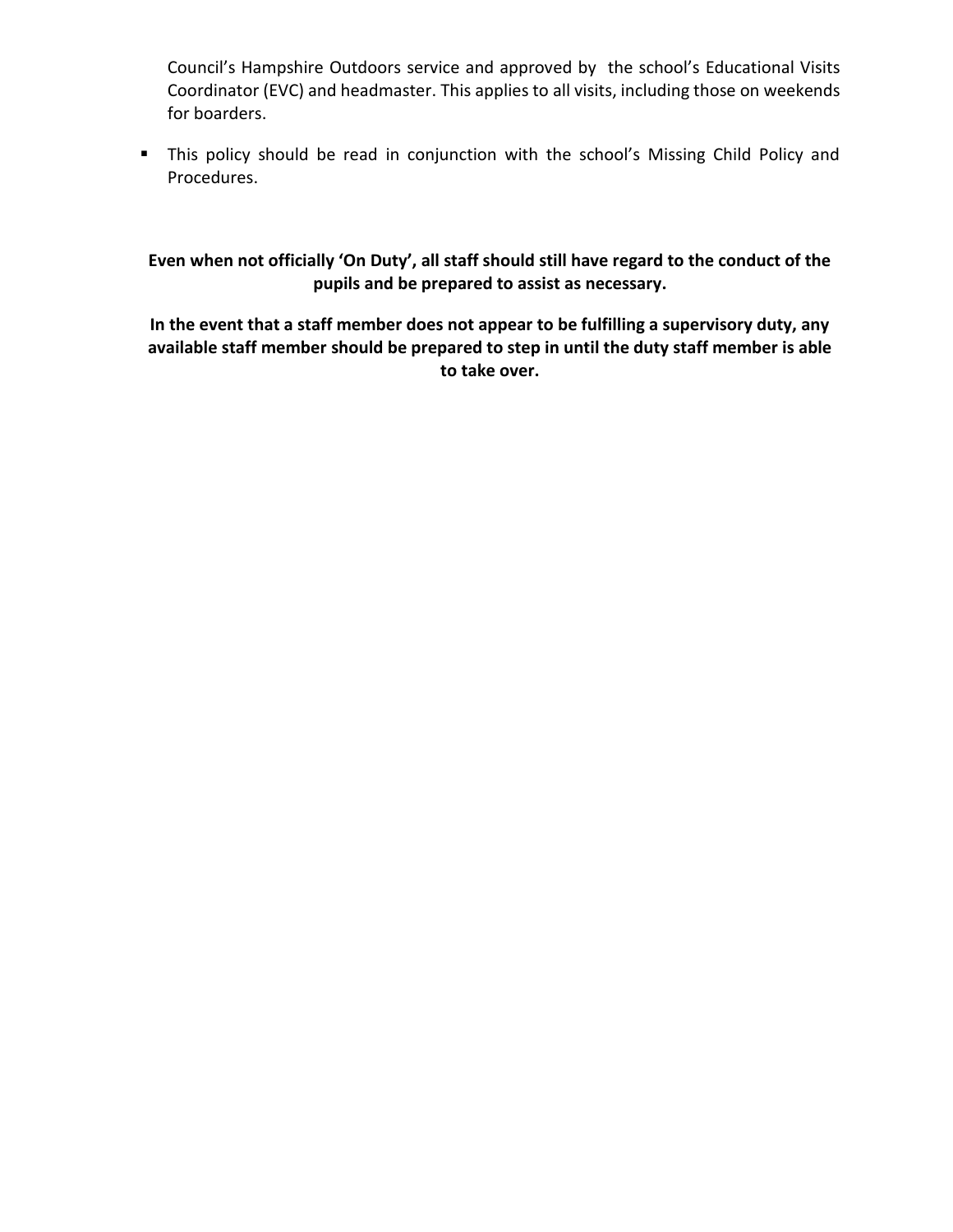Council's Hampshire Outdoors service and approved by the school's Educational Visits Coordinator (EVC) and headmaster. This applies to all visits, including those on weekends for boarders.

- This policy should be read in conjunction with the school's Missing Child Policy and Procedures.

**Even when not officially 'On Duty', all staff should still have regard to the conduct of the pupils and be prepared to assist as necessary.**

**In the event that a staff member does not appear to be fulfilling a supervisory duty, any available staff member should be prepared to step in until the duty staff member is able to take over.**